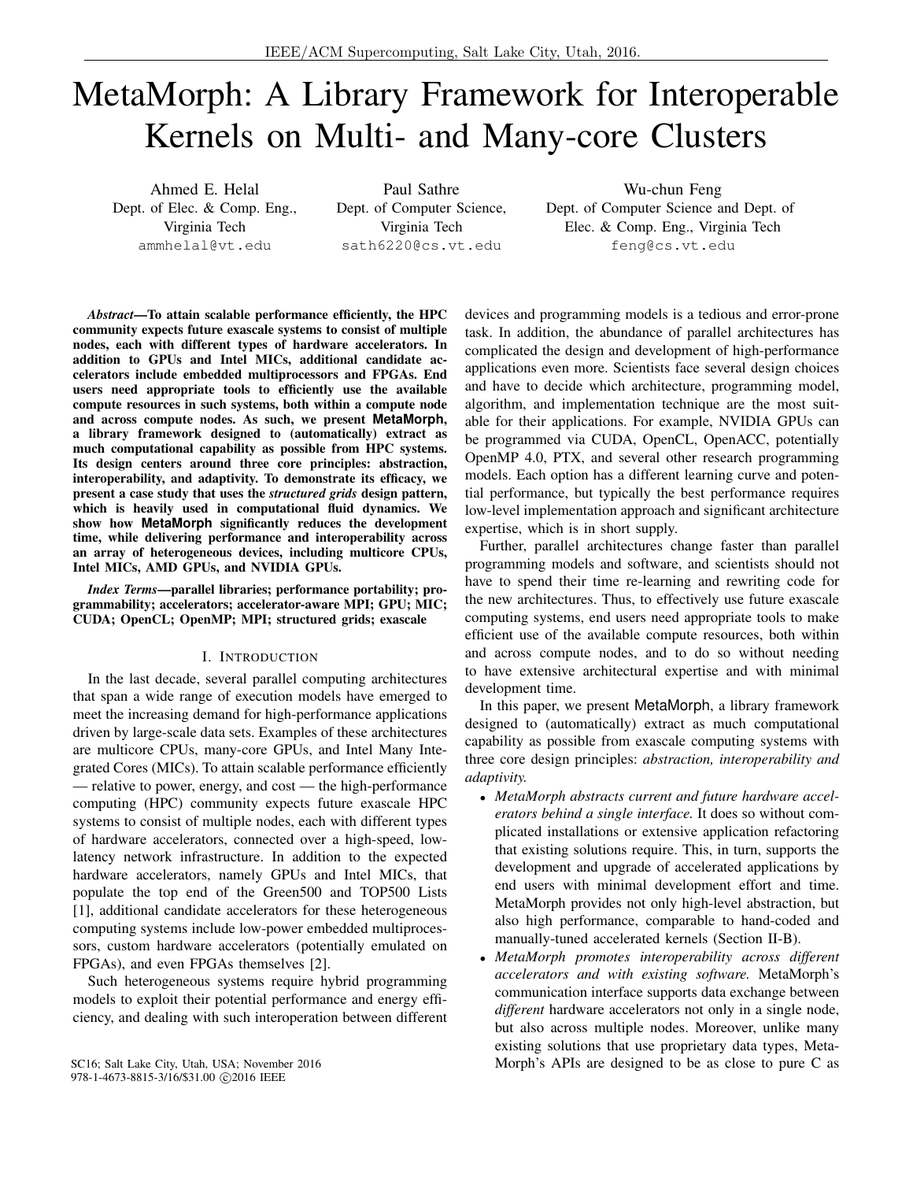# MetaMorph: A Library Framework for Interoperable Kernels on Multi- and Many-core Clusters

Ahmed E. Helal
Dept. of Elec. & Comp. Eng.,
Virginia Tech
ammhelal@vt.edu

Paul Sathre
Dept. of Computer Science,
Virginia Tech
sath6220@cs.vt.edu

Wu-chun Feng
Dept. of Computer Science and Dept. of
Elec. & Comp. Eng., Virginia Tech
feng@cs.vt.edu

***Abstract*—To attain scalable performance efficiently, the HPC community expects future exascale systems to consist of multiple nodes, each with different types of hardware accelerators. In addition to GPUs and Intel MICs, additional candidate accelerators include embedded multiprocessors and FPGAs. End users need appropriate tools to efficiently use the available compute resources in such systems, both within a compute node and across compute nodes. As such, we present MetaMorph, a library framework designed to (automatically) extract as much computational capability as possible from HPC systems. Its design centers around three core principles: abstraction, interoperability, and adaptivity. To demonstrate its efficacy, we present a case study that uses the *structured grids* design pattern, which is heavily used in computational fluid dynamics. We show how MetaMorph significantly reduces the development time, while delivering performance and interoperability across an array of heterogeneous devices, including multicore CPUs, Intel MICs, AMD GPUs, and NVIDIA GPUs.**

***Index Terms*—parallel libraries; performance portability; programmability; accelerators; accelerator-aware MPI; GPU; MIC; CUDA; OpenCL; OpenMP; MPI; structured grids; exascale**

## I. Introduction

In the last decade, several parallel computing architectures that span a wide range of execution models have emerged to meet the increasing demand for high-performance applications driven by large-scale data sets. Examples of these architectures are multicore CPUs, many-core GPUs, and Intel Many Integrated Cores (MICs). To attain scalable performance efficiently — relative to power, energy, and cost — the high-performance computing (HPC) community expects future exascale HPC systems to consist of multiple nodes, each with different types of hardware accelerators, connected over a high-speed, low-latency network infrastructure. In addition to the expected hardware accelerators, namely GPUs and Intel MICs, that populate the top end of the Green500 and TOP500 Lists [1], additional candidate accelerators for these heterogeneous computing systems include low-power embedded multiprocessors, custom hardware accelerators (potentially emulated on FPGAs), and even FPGAs themselves [2].

Such heterogeneous systems require hybrid programming models to exploit their potential performance and energy efficiency, and dealing with such interoperation between different devices and programming models is a tedious and error-prone task. In addition, the abundance of parallel architectures has complicated the design and development of high-performance applications even more. Scientists face several design choices and have to decide which architecture, programming model, algorithm, and implementation technique are the most suitable for their applications. For example, NVIDIA GPUs can be programmed via CUDA, OpenCL, OpenACC, potentially OpenMP 4.0, PTX, and several other research programming models. Each option has a different learning curve and potential performance, but typically the best performance requires low-level implementation approach and significant architecture expertise, which is in short supply.

Further, parallel architectures change faster than parallel programming models and software, and scientists should not have to spend their time re-learning and rewriting code for the new architectures. Thus, to effectively use future exascale computing systems, end users need appropriate tools to make efficient use of the available compute resources, both within and across compute nodes, and to do so without needing to have extensive architectural expertise and with minimal development time.

In this paper, we present MetaMorph, a library framework designed to (automatically) extract as much computational capability as possible from exascale computing systems with three core design principles: *abstraction, interoperability and adaptivity.*

- *MetaMorph abstracts current and future hardware accelerators behind a single interface.* It does so without complicated installations or extensive application refactoring that existing solutions require. This, in turn, supports the development and upgrade of accelerated applications by end users with minimal development effort and time. MetaMorph provides not only high-level abstraction, but also high performance, comparable to hand-coded and manually-tuned accelerated kernels (Section II-B).
- *MetaMorph promotes interoperability across different accelerators and with existing software.* MetaMorph's communication interface supports data exchange between *different* hardware accelerators not only in a single node, but also across multiple nodes. Moreover, unlike many existing solutions that use proprietary data types, MetaMorph's APIs are designed to be as close to pure C as

SC16; Salt Lake City, Utah, USA; November 2016
978-1-4673-8815-3/16/$31.00 ©2016 IEEE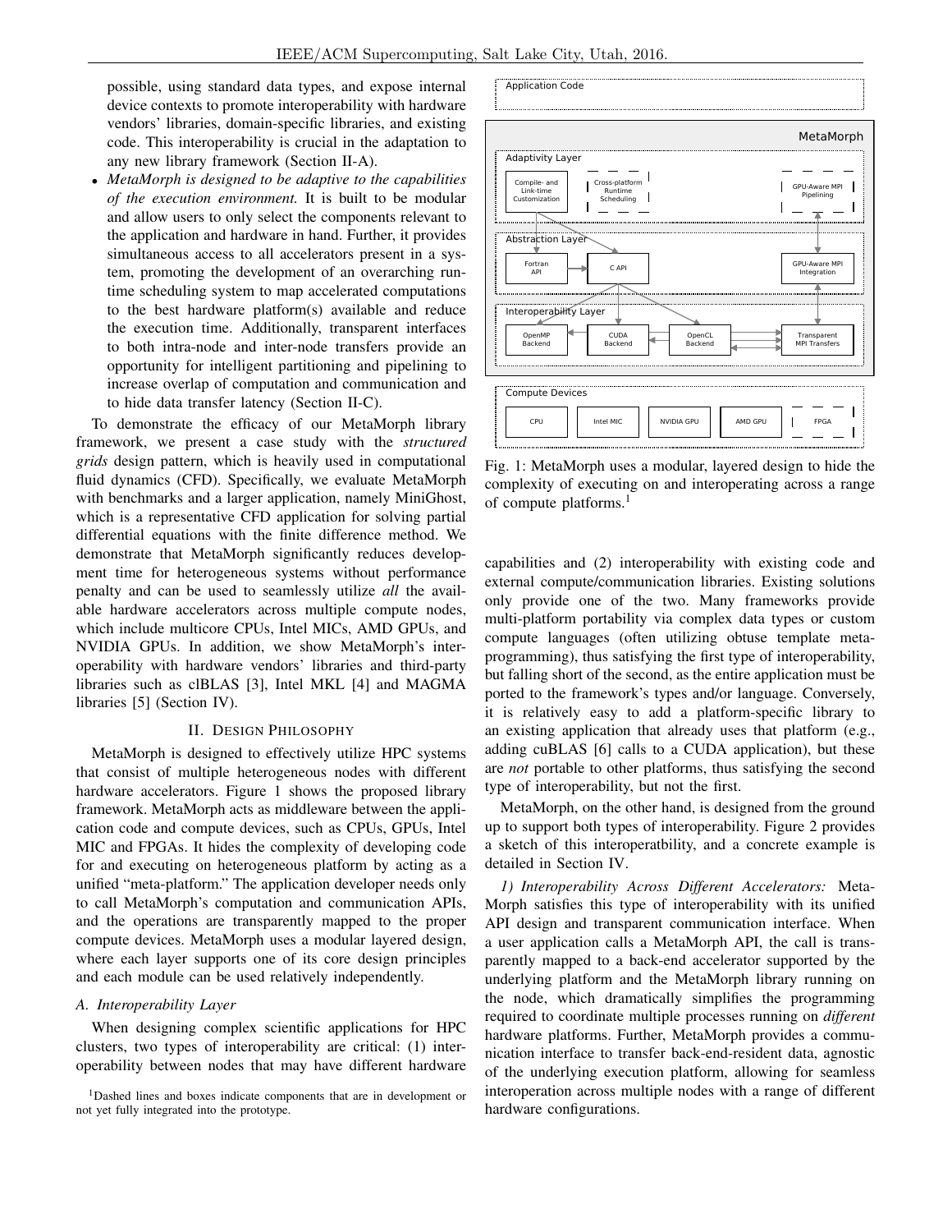possible, using standard data types, and expose internal device contexts to promote interoperability with hardware vendors' libraries, domain-specific libraries, and existing code. This interoperability is crucial in the adaptation to any new library framework (Section II-A).

- *MetaMorph is designed to be adaptive to the capabilities of the execution environment.* It is built to be modular and allow users to only select the components relevant to the application and hardware in hand. Further, it provides simultaneous access to all accelerators present in a system, promoting the development of an overarching runtime scheduling system to map accelerated computations to the best hardware platform(s) available and reduce the execution time. Additionally, transparent interfaces to both intra-node and inter-node transfers provide an opportunity for intelligent partitioning and pipelining to increase overlap of computation and communication and to hide data transfer latency (Section II-C).

To demonstrate the efficacy of our MetaMorph library framework, we present a case study with the *structured grids* design pattern, which is heavily used in computational fluid dynamics (CFD). Specifically, we evaluate MetaMorph with benchmarks and a larger application, namely MiniGhost, which is a representative CFD application for solving partial differential equations with the finite difference method. We demonstrate that MetaMorph significantly reduces development time for heterogeneous systems without performance penalty and can be used to seamlessly utilize *all* the available hardware accelerators across multiple compute nodes, which include multicore CPUs, Intel MICs, AMD GPUs, and NVIDIA GPUs. In addition, we show MetaMorph's interoperability with hardware vendors' libraries and third-party libraries such as clBLAS [3], Intel MKL [4] and MAGMA libraries [5] (Section IV).

## II. Design Philosophy

MetaMorph is designed to effectively utilize HPC systems that consist of multiple heterogeneous nodes with different hardware accelerators. Figure 1 shows the proposed library framework. MetaMorph acts as middleware between the application code and compute devices, such as CPUs, GPUs, Intel MIC and FPGAs. It hides the complexity of developing code for and executing on heterogeneous platform by acting as a unified "meta-platform." The application developer needs only to call MetaMorph's computation and communication APIs, and the operations are transparently mapped to the proper compute devices. MetaMorph uses a modular layered design, where each layer supports one of its core design principles and each module can be used relatively independently.

### A. Interoperability Layer

When designing complex scientific applications for HPC clusters, two types of interoperability are critical: (1) interoperability between nodes that may have different hardware capabilities and (2) interoperability with existing code and external compute/communication libraries. Existing solutions only provide one of the two. Many frameworks provide multi-platform portability via complex data types or custom compute languages (often utilizing obtuse template metaprogramming), thus satisfying the first type of interoperability, but falling short of the second, as the entire application must be ported to the framework's types and/or language. Conversely, it is relatively easy to add a platform-specific library to an existing application that already uses that platform (e.g., adding cuBLAS [6] calls to a CUDA application), but these are *not* portable to other platforms, thus satisfying the second type of interoperability, but not the first.

MetaMorph, on the other hand, is designed from the ground up to support both types of interoperability. Figure 2 provides a sketch of this interoperatbility, and a concrete example is detailed in Section IV.

*1) Interoperability Across Different Accelerators:* MetaMorph satisfies this type of interoperability with its unified API design and transparent communication interface. When a user application calls a MetaMorph API, the call is transparently mapped to a back-end accelerator supported by the underlying platform and the MetaMorph library running on the node, which dramatically simplifies the programming required to coordinate multiple processes running on *different* hardware platforms. Further, MetaMorph provides a communication interface to transfer back-end-resident data, agnostic of the underlying execution platform, allowing for seamless interoperation across multiple nodes with a range of different hardware configurations.

Fig. 1: MetaMorph uses a modular, layered design to hide the complexity of executing on and interoperating across a range of compute platforms.[1]

[1]Dashed lines and boxes indicate components that are in development or not yet fully integrated into the prototype.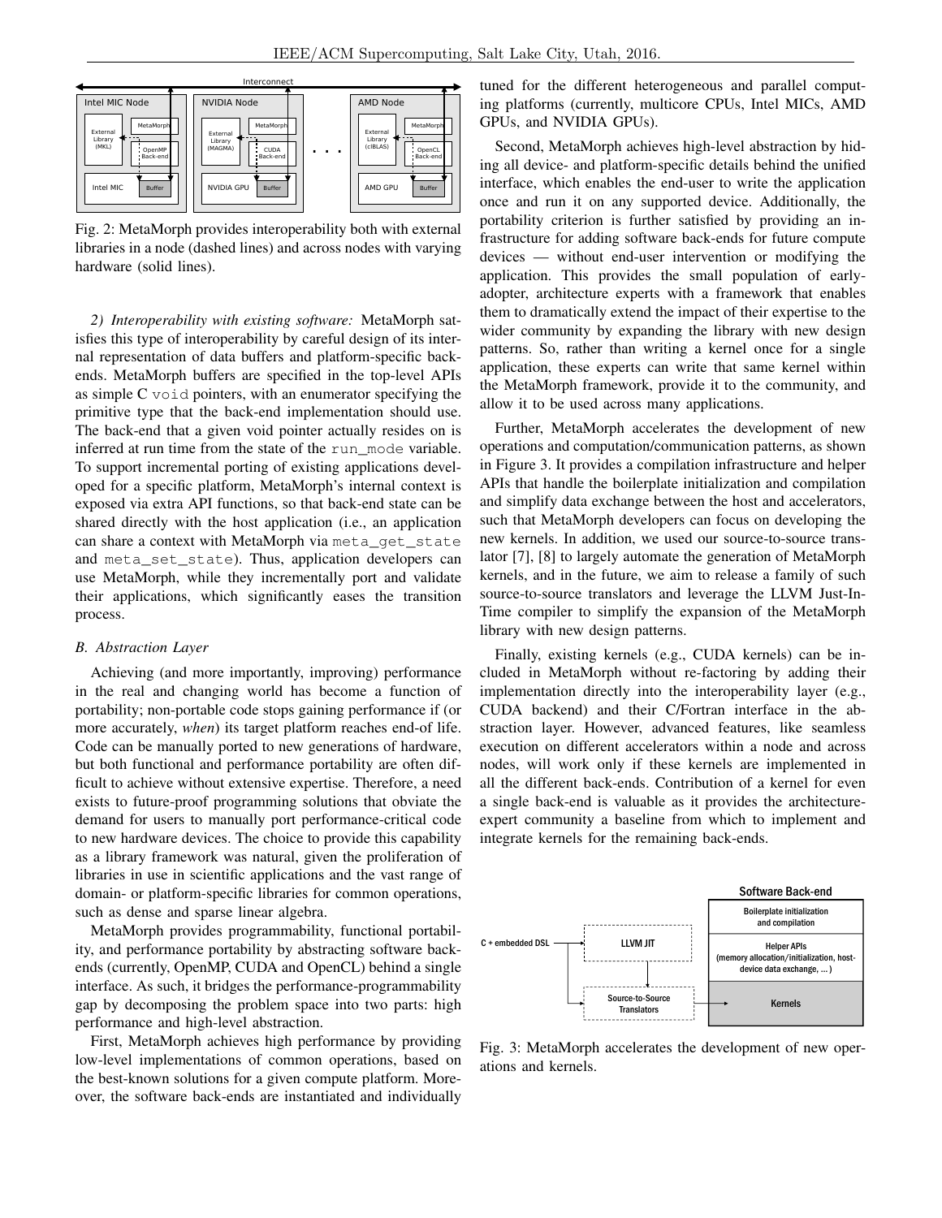Fig. 2: MetaMorph provides interoperability both with external libraries in a node (dashed lines) and across nodes with varying hardware (solid lines).

*2) Interoperability with existing software:* MetaMorph satisfies this type of interoperability by careful design of its internal representation of data buffers and platform-specific backends. MetaMorph buffers are specified in the top-level APIs as simple C `void` pointers, with an enumerator specifying the primitive type that the back-end implementation should use. The back-end that a given void pointer actually resides on is inferred at run time from the state of the `run_mode` variable. To support incremental porting of existing applications developed for a specific platform, MetaMorph's internal context is exposed via extra API functions, so that back-end state can be shared directly with the host application (i.e., an application can share a context with MetaMorph via `meta_get_state` and `meta_set_state`). Thus, application developers can use MetaMorph, while they incrementally port and validate their applications, which significantly eases the transition process.

### *B. Abstraction Layer*

Achieving (and more importantly, improving) performance in the real and changing world has become a function of portability; non-portable code stops gaining performance if (or more accurately, *when*) its target platform reaches end-of life. Code can be manually ported to new generations of hardware, but both functional and performance portability are often difficult to achieve without extensive expertise. Therefore, a need exists to future-proof programming solutions that obviate the demand for users to manually port performance-critical code to new hardware devices. The choice to provide this capability as a library framework was natural, given the proliferation of libraries in use in scientific applications and the vast range of domain- or platform-specific libraries for common operations, such as dense and sparse linear algebra.

MetaMorph provides programmability, functional portability, and performance portability by abstracting software backends (currently, OpenMP, CUDA and OpenCL) behind a single interface. As such, it bridges the performance-programmability gap by decomposing the problem space into two parts: high performance and high-level abstraction.

First, MetaMorph achieves high performance by providing low-level implementations of common operations, based on the best-known solutions for a given compute platform. Moreover, the software back-ends are instantiated and individually tuned for the different heterogeneous and parallel computing platforms (currently, multicore CPUs, Intel MICs, AMD GPUs, and NVIDIA GPUs).

Second, MetaMorph achieves high-level abstraction by hiding all device- and platform-specific details behind the unified interface, which enables the end-user to write the application once and run it on any supported device. Additionally, the portability criterion is further satisfied by providing an infrastructure for adding software back-ends for future compute devices — without end-user intervention or modifying the application. This provides the small population of early-adopter, architecture experts with a framework that enables them to dramatically extend the impact of their expertise to the wider community by expanding the library with new design patterns. So, rather than writing a kernel once for a single application, these experts can write that same kernel within the MetaMorph framework, provide it to the community, and allow it to be used across many applications.

Further, MetaMorph accelerates the development of new operations and computation/communication patterns, as shown in Figure 3. It provides a compilation infrastructure and helper APIs that handle the boilerplate initialization and compilation and simplify data exchange between the host and accelerators, such that MetaMorph developers can focus on developing the new kernels. In addition, we used our source-to-source translator [7], [8] to largely automate the generation of MetaMorph kernels, and in the future, we aim to release a family of such source-to-source translators and leverage the LLVM Just-In-Time compiler to simplify the expansion of the MetaMorph library with new design patterns.

Finally, existing kernels (e.g., CUDA kernels) can be included in MetaMorph without re-factoring by adding their implementation directly into the interoperability layer (e.g., CUDA backend) and their C/Fortran interface in the abstraction layer. However, advanced features, like seamless execution on different accelerators within a node and across nodes, will work only if these kernels are implemented in all the different back-ends. Contribution of a kernel for even a single back-end is valuable as it provides the architecture-expert community a baseline from which to implement and integrate kernels for the remaining back-ends.

Fig. 3: MetaMorph accelerates the development of new operations and kernels.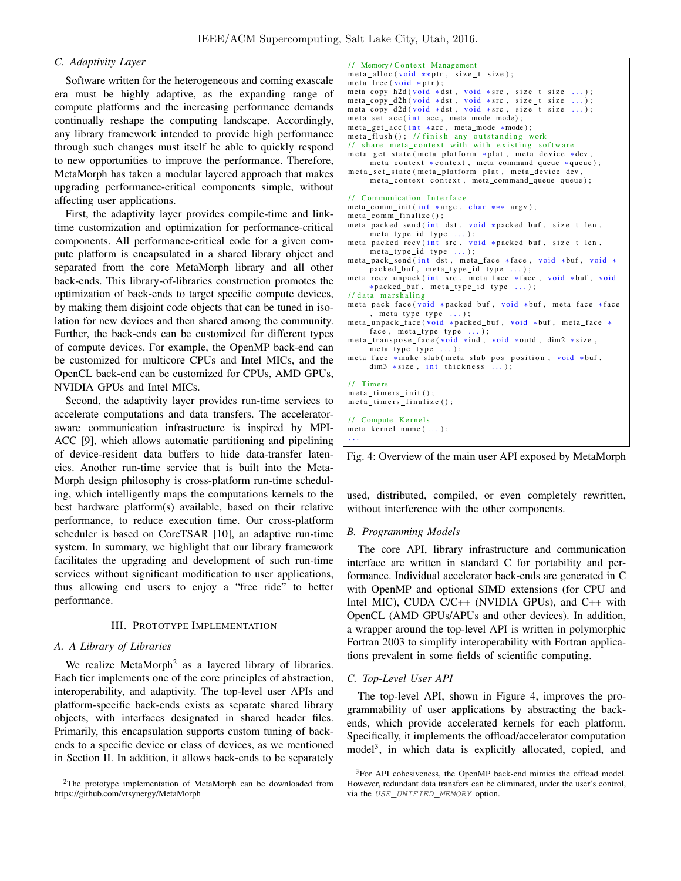### C. Adaptivity Layer

Software written for the heterogeneous and coming exascale era must be highly adaptive, as the expanding range of compute platforms and the increasing performance demands continually reshape the computing landscape. Accordingly, any library framework intended to provide high performance through such changes must itself be able to quickly respond to new opportunities to improve the performance. Therefore, MetaMorph has taken a modular layered approach that makes upgrading performance-critical components simple, without affecting user applications.

First, the adaptivity layer provides compile-time and link-time customization and optimization for performance-critical components. All performance-critical code for a given compute platform is encapsulated in a shared library object and separated from the core MetaMorph library and all other back-ends. This library-of-libraries construction promotes the optimization of back-ends to target specific compute devices, by making them disjoint code objects that can be tuned in isolation for new devices and then shared among the community. Further, the back-ends can be customized for different types of compute devices. For example, the OpenMP back-end can be customized for multicore CPUs and Intel MICs, and the OpenCL back-end can be customized for CPUs, AMD GPUs, NVIDIA GPUs and Intel MICs.

Second, the adaptivity layer provides run-time services to accelerate computations and data transfers. The accelerator-aware communication infrastructure is inspired by MPI-ACC [9], which allows automatic partitioning and pipelining of device-resident data buffers to hide data-transfer latencies. Another run-time service that is built into the MetaMorph design philosophy is cross-platform run-time scheduling, which intelligently maps the computations kernels to the best hardware platform(s) available, based on their relative performance, to reduce execution time. Our cross-platform scheduler is based on CoreTSAR [10], an adaptive run-time system. In summary, we highlight that our library framework facilitates the upgrading and development of such run-time services without significant modification to user applications, thus allowing end users to enjoy a "free ride" to better performance.

## III. Prototype Implementation

### A. A Library of Libraries

We realize MetaMorph[2] as a layered library of libraries. Each tier implements one of the core principles of abstraction, interoperability, and adaptivity. The top-level user APIs and platform-specific back-ends exists as separate shared library objects, with interfaces designated in shared header files. Primarily, this encapsulation supports custom tuning of back-ends to a specific device or class of devices, as we mentioned in Section II. In addition, it allows back-ends to be separately used, distributed, compiled, or even completely rewritten, without interference with the other components.

[2] The prototype implementation of MetaMorph can be downloaded from https://github.com/vtsynergy/MetaMorph

```
// Memory/Context Management
meta_alloc(void **ptr, size_t size);
meta_free(void *ptr);
meta_copy_h2d(void *dst, void *src, size_t size ...);
meta_copy_d2h(void *dst, void *src, size_t size ...);
meta_copy_d2d(void *dst, void *src, size_t size ...);
meta_set_acc(int acc, meta_mode mode);
meta_get_acc(int *acc, meta_mode *mode);
meta_flush(); //finish any outstanding work
// share meta_context with with existing software
meta_get_state(meta_platform *plat, meta_device *dev,
    meta_context *context, meta_command_queue *queue);
meta_set_state(meta_platform plat, meta_device dev,
    meta_context context, meta_command_queue queue);

// Communication Interface
meta_comm_init(int *argc, char ***argv);
meta_comm_finalize();
meta_packed_send(int dst, void *packed_buf, size_t len,
    meta_type_id type ...);
meta_packed_recv(int src, void *packed_buf, size_t len,
    meta_type_id type ...);
meta_pack_send(int dst, meta_face *face, void *buf, void *
    packed_buf, meta_type_id type ...);
meta_recv_unpack(int src, meta_face *face, void *buf, void
    *packed_buf, meta_type_id type ...);
//data marshaling
meta_pack_face(void *packed_buf, void *buf, meta_face *face
    , meta_type type ...);
meta_unpack_face(void *packed_buf, void *buf, meta_face *
    face, meta_type type ...);
meta_transpose_face(void *ind, void *outd, dim2 *size,
    meta_type type ...);
meta_face *make_slab(meta_slab_pos position, void *buf,
    dim3 *size, int thickness ...);

// Timers
meta_timers_init();
meta_timers_finalize();

// Compute Kernels
meta_kernel_name(...);
...
```

Fig. 4: Overview of the main user API exposed by MetaMorph

### B. Programming Models

The core API, library infrastructure and communication interface are written in standard C for portability and performance. Individual accelerator back-ends are generated in C with OpenMP and optional SIMD extensions (for CPU and Intel MIC), CUDA C/C++ (NVIDIA GPUs), and C++ with OpenCL (AMD GPUs/APUs and other devices). In addition, a wrapper around the top-level API is written in polymorphic Fortran 2003 to simplify interoperability with Fortran applications prevalent in some fields of scientific computing.

### C. Top-Level User API

The top-level API, shown in Figure 4, improves the programmability of user applications by abstracting the back-ends, which provide accelerated kernels for each platform. Specifically, it implements the offload/accelerator computation model[3], in which data is explicitly allocated, copied, and

[3] For API cohesiveness, the OpenMP back-end mimics the offload model. However, redundant data transfers can be eliminated, under the user's control, via the `USE_UNIFIED_MEMORY` option.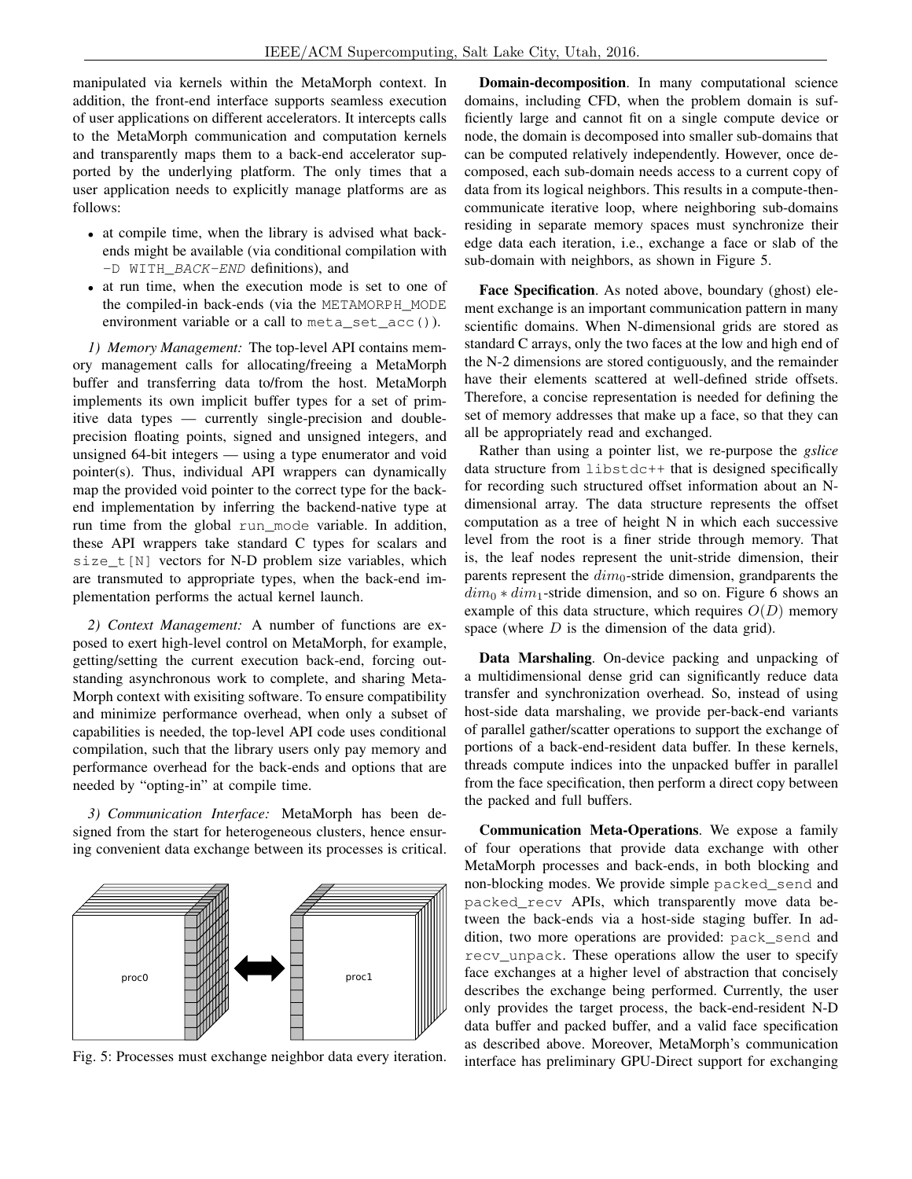manipulated via kernels within the MetaMorph context. In addition, the front-end interface supports seamless execution of user applications on different accelerators. It intercepts calls to the MetaMorph communication and computation kernels and transparently maps them to a back-end accelerator supported by the underlying platform. The only times that a user application needs to explicitly manage platforms are as follows:

- at compile time, when the library is advised what back-ends might be available (via conditional compilation with `-D WITH_BACK-END` definitions), and
- at run time, when the execution mode is set to one of the compiled-in back-ends (via the `METAMORPH_MODE` environment variable or a call to `meta_set_acc()`).

*1) Memory Management:* The top-level API contains memory management calls for allocating/freeing a MetaMorph buffer and transferring data to/from the host. MetaMorph implements its own implicit buffer types for a set of primitive data types — currently single-precision and double-precision floating points, signed and unsigned integers, and unsigned 64-bit integers — using a type enumerator and void pointer(s). Thus, individual API wrappers can dynamically map the provided void pointer to the correct type for the back-end implementation by inferring the backend-native type at run time from the global `run_mode` variable. In addition, these API wrappers take standard C types for scalars and `size_t[N]` vectors for N-D problem size variables, which are transmuted to appropriate types, when the back-end implementation performs the actual kernel launch.

*2) Context Management:* A number of functions are exposed to exert high-level control on MetaMorph, for example, getting/setting the current execution back-end, forcing outstanding asynchronous work to complete, and sharing MetaMorph context with exisiting software. To ensure compatibility and minimize performance overhead, when only a subset of capabilities is needed, the top-level API code uses conditional compilation, such that the library users only pay memory and performance overhead for the back-ends and options that are needed by "opting-in" at compile time.

*3) Communication Interface:* MetaMorph has been designed from the start for heterogeneous clusters, hence ensuring convenient data exchange between its processes is critical.

Fig. 5: Processes must exchange neighbor data every iteration.

**Domain-decomposition**. In many computational science domains, including CFD, when the problem domain is sufficiently large and cannot fit on a single compute device or node, the domain is decomposed into smaller sub-domains that can be computed relatively independently. However, once decomposed, each sub-domain needs access to a current copy of data from its logical neighbors. This results in a compute-then-communicate iterative loop, where neighboring sub-domains residing in separate memory spaces must synchronize their edge data each iteration, i.e., exchange a face or slab of the sub-domain with neighbors, as shown in Figure 5.

**Face Specification**. As noted above, boundary (ghost) element exchange is an important communication pattern in many scientific domains. When N-dimensional grids are stored as standard C arrays, only the two faces at the low and high end of the N-2 dimensions are stored contiguously, and the remainder have their elements scattered at well-defined stride offsets. Therefore, a concise representation is needed for defining the set of memory addresses that make up a face, so that they can all be appropriately read and exchanged.

Rather than using a pointer list, we re-purpose the *gslice* data structure from `libstdc++` that is designed specifically for recording such structured offset information about an N-dimensional array. The data structure represents the offset computation as a tree of height N in which each successive level from the root is a finer stride through memory. That is, the leaf nodes represent the unit-stride dimension, their parents represent the $dim_0$-stride dimension, grandparents the $dim_0 * dim_1$-stride dimension, and so on. Figure 6 shows an example of this data structure, which requires $O(D)$ memory space (where $D$ is the dimension of the data grid).

**Data Marshaling**. On-device packing and unpacking of a multidimensional dense grid can significantly reduce data transfer and synchronization overhead. So, instead of using host-side data marshaling, we provide per-back-end variants of parallel gather/scatter operations to support the exchange of portions of a back-end-resident data buffer. In these kernels, threads compute indices into the unpacked buffer in parallel from the face specification, then perform a direct copy between the packed and full buffers.

**Communication Meta-Operations**. We expose a family of four operations that provide data exchange with other MetaMorph processes and back-ends, in both blocking and non-blocking modes. We provide simple `packed_send` and `packed_recv` APIs, which transparently move data between the back-ends via a host-side staging buffer. In addition, two more operations are provided: `pack_send` and `recv_unpack`. These operations allow the user to specify face exchanges at a higher level of abstraction that concisely describes the exchange being performed. Currently, the user only provides the target process, the back-end-resident N-D data buffer and packed buffer, and a valid face specification as described above. Moreover, MetaMorph's communication interface has preliminary GPU-Direct support for exchanging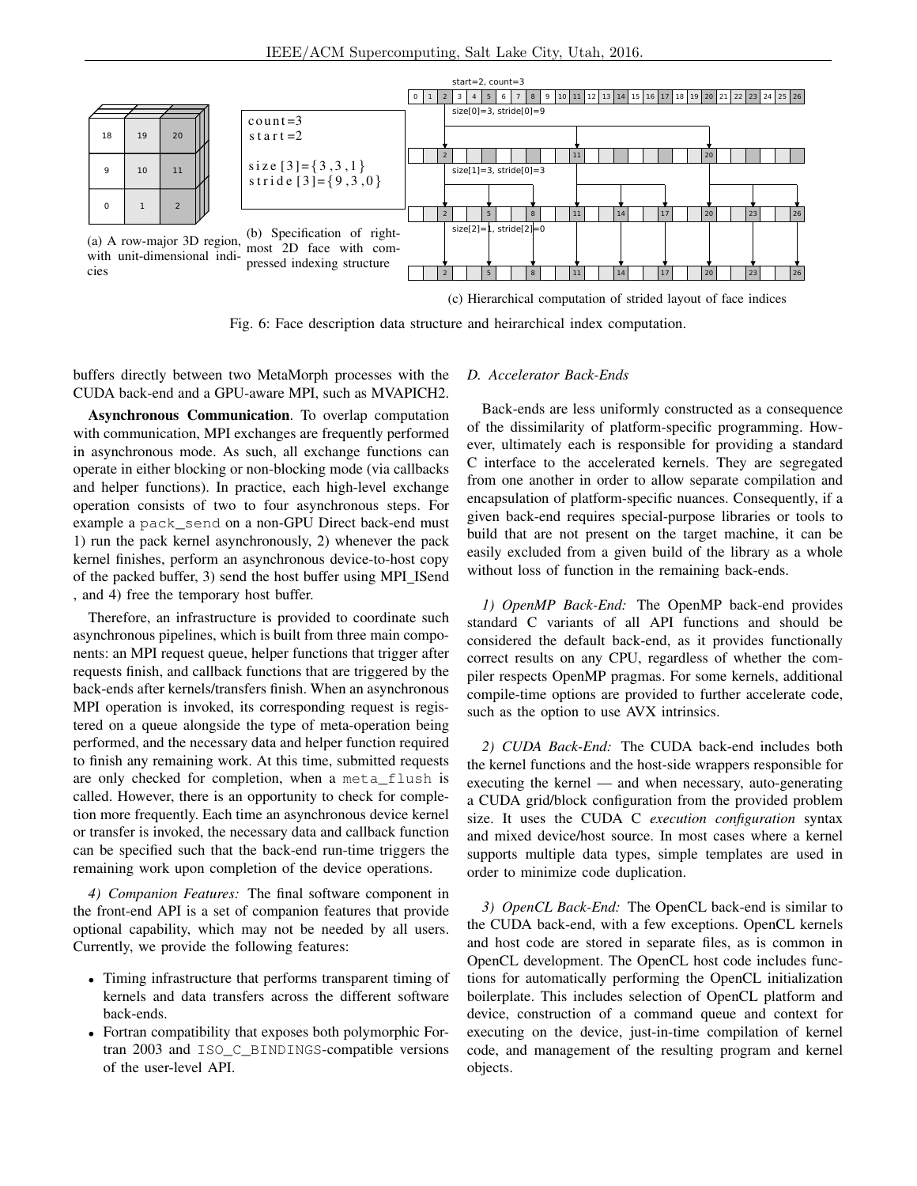(a) A row-major 3D region, with unit-dimensional indicies

(b) Specification of right-most 2D face with compressed indexing structure

```
count=3
start=2

size[3]={3,3,1}
stride[3]={9,3,0}
```

(c) Hierarchical computation of strided layout of face indices

Fig. 6: Face description data structure and heirarchical index computation.

buffers directly between two MetaMorph processes with the CUDA back-end and a GPU-aware MPI, such as MVAPICH2.

**Asynchronous Communication**. To overlap computation with communication, MPI exchanges are frequently performed in asynchronous mode. As such, all exchange functions can operate in either blocking or non-blocking mode (via callbacks and helper functions). In practice, each high-level exchange operation consists of two to four asynchronous steps. For example a `pack_send` on a non-GPU Direct back-end must 1) run the pack kernel asynchronously, 2) whenever the pack kernel finishes, perform an asynchronous device-to-host copy of the packed buffer, 3) send the host buffer using MPI_ISend , and 4) free the temporary host buffer.

Therefore, an infrastructure is provided to coordinate such asynchronous pipelines, which is built from three main components: an MPI request queue, helper functions that trigger after requests finish, and callback functions that are triggered by the back-ends after kernels/transfers finish. When an asynchronous MPI operation is invoked, its corresponding request is registered on a queue alongside the type of meta-operation being performed, and the necessary data and helper function required to finish any remaining work. At this time, submitted requests are only checked for completion, when a `meta_flush` is called. However, there is an opportunity to check for completion more frequently. Each time an asynchronous device kernel or transfer is invoked, the necessary data and callback function can be specified such that the back-end run-time triggers the remaining work upon completion of the device operations.

*4) Companion Features:* The final software component in the front-end API is a set of companion features that provide optional capability, which may not be needed by all users. Currently, we provide the following features:

- Timing infrastructure that performs transparent timing of kernels and data transfers across the different software back-ends.
- Fortran compatibility that exposes both polymorphic Fortran 2003 and `ISO_C_BINDINGS`-compatible versions of the user-level API.

### D. Accelerator Back-Ends

Back-ends are less uniformly constructed as a consequence of the dissimilarity of platform-specific programming. However, ultimately each is responsible for providing a standard C interface to the accelerated kernels. They are segregated from one another in order to allow separate compilation and encapsulation of platform-specific nuances. Consequently, if a given back-end requires special-purpose libraries or tools to build that are not present on the target machine, it can be easily excluded from a given build of the library as a whole without loss of function in the remaining back-ends.

*1) OpenMP Back-End:* The OpenMP back-end provides standard C variants of all API functions and should be considered the default back-end, as it provides functionally correct results on any CPU, regardless of whether the compiler respects OpenMP pragmas. For some kernels, additional compile-time options are provided to further accelerate code, such as the option to use AVX intrinsics.

*2) CUDA Back-End:* The CUDA back-end includes both the kernel functions and the host-side wrappers responsible for executing the kernel — and when necessary, auto-generating a CUDA grid/block configuration from the provided problem size. It uses the CUDA C *execution configuration* syntax and mixed device/host source. In most cases where a kernel supports multiple data types, simple templates are used in order to minimize code duplication.

*3) OpenCL Back-End:* The OpenCL back-end is similar to the CUDA back-end, with a few exceptions. OpenCL kernels and host code are stored in separate files, as is common in OpenCL development. The OpenCL host code includes functions for automatically performing the OpenCL initialization boilerplate. This includes selection of OpenCL platform and device, construction of a command queue and context for executing on the device, just-in-time compilation of kernel code, and management of the resulting program and kernel objects.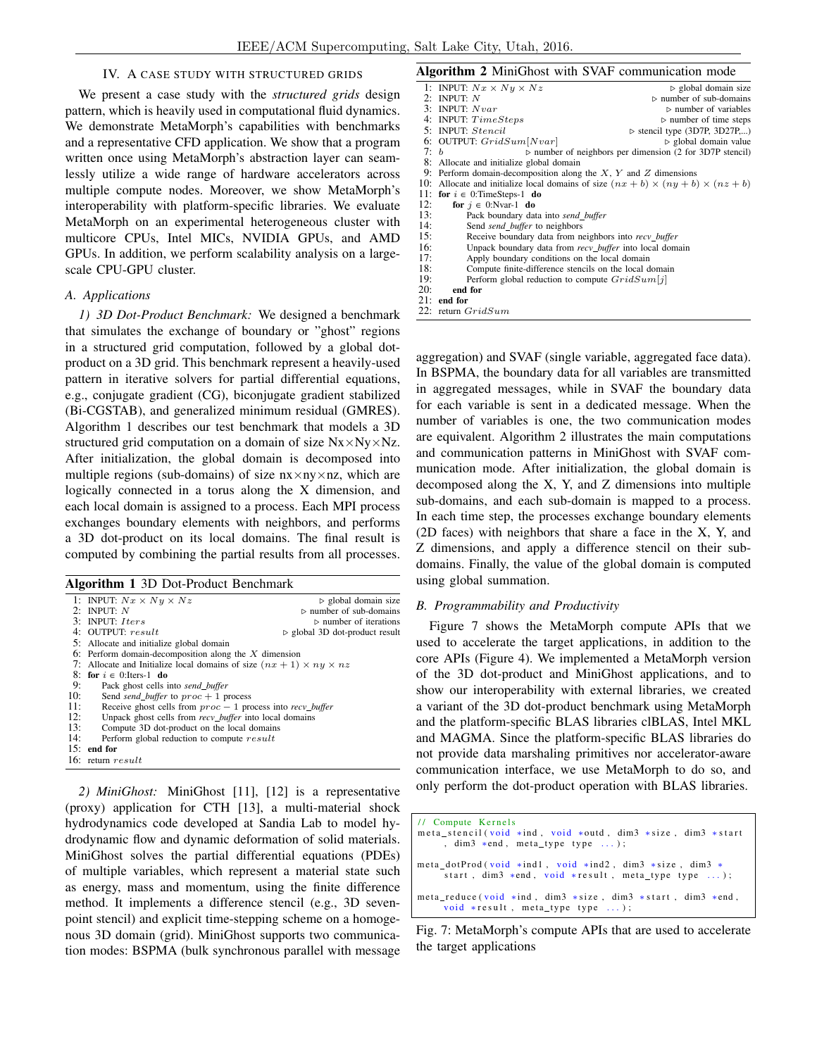## IV. A CASE STUDY WITH STRUCTURED GRIDS

We present a case study with the *structured grids* design pattern, which is heavily used in computational fluid dynamics. We demonstrate MetaMorph's capabilities with benchmarks and a representative CFD application. We show that a program written once using MetaMorph's abstraction layer can seamlessly utilize a wide range of hardware accelerators across multiple compute nodes. Moreover, we show MetaMorph's interoperability with platform-specific libraries. We evaluate MetaMorph on an experimental heterogeneous cluster with multicore CPUs, Intel MICs, NVIDIA GPUs, and AMD GPUs. In addition, we perform scalability analysis on a large-scale CPU-GPU cluster.

### A. Applications

*1) 3D Dot-Product Benchmark:* We designed a benchmark that simulates the exchange of boundary or "ghost" regions in a structured grid computation, followed by a global dot-product on a 3D grid. This benchmark represent a heavily-used pattern in iterative solvers for partial differential equations, e.g., conjugate gradient (CG), biconjugate gradient stabilized (Bi-CGSTAB), and generalized minimum residual (GMRES). Algorithm 1 describes our test benchmark that models a 3D structured grid computation on a domain of size Nx×Ny×Nz. After initialization, the global domain is decomposed into multiple regions (sub-domains) of size nx×ny×nz, which are logically connected in a torus along the X dimension, and each local domain is assigned to a process. Each MPI process exchanges boundary elements with neighbors, and performs a 3D dot-product on its local domains. The final result is computed by combining the partial results from all processes.

**Algorithm 1** 3D Dot-Product Benchmark

```
 1: INPUT: Nx × Ny × Nz                       ▷ global domain size
 2: INPUT: N                                  ▷ number of sub-domains
 3: INPUT: Iters                              ▷ number of iterations
 4: OUTPUT: result                            ▷ global 3D dot-product result
 5: Allocate and initialize global domain
 6: Perform domain-decomposition along the X dimension
 7: Allocate and Initialize local domains of size (nx + 1) × ny × nz
 8: for i ∈ 0:Iters-1 do
 9:     Pack ghost cells into send_buffer
10:     Send send_buffer to proc + 1 process
11:     Receive ghost cells from proc − 1 process into recv_buffer
12:     Unpack ghost cells from recv_buffer into local domains
13:     Compute 3D dot-product on the local domains
14:     Perform global reduction to compute result
15: end for
16: return result
```

*2) MiniGhost:* MiniGhost [11], [12] is a representative (proxy) application for CTH [13], a multi-material shock hydrodynamics code developed at Sandia Lab to model hydrodynamic flow and dynamic deformation of solid materials. MiniGhost solves the partial differential equations (PDEs) of multiple variables, which represent a material state such as energy, mass and momentum, using the finite difference method. It implements a difference stencil (e.g., 3D seven-point stencil) and explicit time-stepping scheme on a homogenous 3D domain (grid). MiniGhost supports two communication modes: BSPMA (bulk synchronous parallel with message aggregation) and SVAF (single variable, aggregated face data). In BSPMA, the boundary data for all variables are transmitted in aggregated messages, while in SVAF the boundary data for each variable is sent in a dedicated message. When the number of variables is one, the two communication modes are equivalent. Algorithm 2 illustrates the main computations and communication patterns in MiniGhost with SVAF communication mode. After initialization, the global domain is decomposed along the X, Y, and Z dimensions into multiple sub-domains, and each sub-domain is mapped to a process. In each time step, the processes exchange boundary elements (2D faces) with neighbors that share a face in the X, Y, and Z dimensions, and apply a difference stencil on their sub-domains. Finally, the value of the global domain is computed using global summation.

**Algorithm 2** MiniGhost with SVAF communication mode

```
 1: INPUT: Nx × Ny × Nz                       ▷ global domain size
 2: INPUT: N                                  ▷ number of sub-domains
 3: INPUT: Nvar                               ▷ number of variables
 4: INPUT: TimeSteps                          ▷ number of time steps
 5: INPUT: Stencil                            ▷ stencil type (3D7P, 3D27P,...)
 6: OUTPUT: GridSum[Nvar]                     ▷ global domain value
 7: b              ▷ number of neighbors per dimension (2 for 3D7P stencil)
 8: Allocate and initialize global domain
 9: Perform domain-decomposition along the X, Y and Z dimensions
10: Allocate and initialize local domains of size (nx + b) × (ny + b) × (nz + b)
11: for i ∈ 0:TimeSteps-1 do
12:     for j ∈ 0:Nvar-1 do
13:         Pack boundary data into send_buffer
14:         Send send_buffer to neighbors
15:         Receive boundary data from neighbors into recv_buffer
16:         Unpack boundary data from recv_buffer into local domain
17:         Apply boundary conditions on the local domain
18:         Compute finite-difference stencils on the local domain
19:         Perform global reduction to compute GridSum[j]
20:     end for
21: end for
22: return GridSum
```

### B. Programmability and Productivity

Figure 7 shows the MetaMorph compute APIs that we used to accelerate the target applications, in addition to the core APIs (Figure 4). We implemented a MetaMorph version of the 3D dot-product and MiniGhost applications, and to show our interoperability with external libraries, we created a variant of the 3D dot-product benchmark using MetaMorph and the platform-specific BLAS libraries clBLAS, Intel MKL and MAGMA. Since the platform-specific BLAS libraries do not provide data marshaling primitives nor accelerator-aware communication interface, we use MetaMorph to do so, and only perform the dot-product operation with BLAS libraries.

```
// Compute Kernels
meta_stencil(void *ind, void *outd, dim3 *size, dim3 *start
    , dim3 *end, meta_type type ...);

meta_dotProd(void *ind1, void *ind2, dim3 *size, dim3 *
    start, dim3 *end, void *result, meta_type type ...);

meta_reduce(void *ind, dim3 *size, dim3 *start, dim3 *end,
    void *result, meta_type type ...);
```

Fig. 7: MetaMorph's compute APIs that are used to accelerate the target applications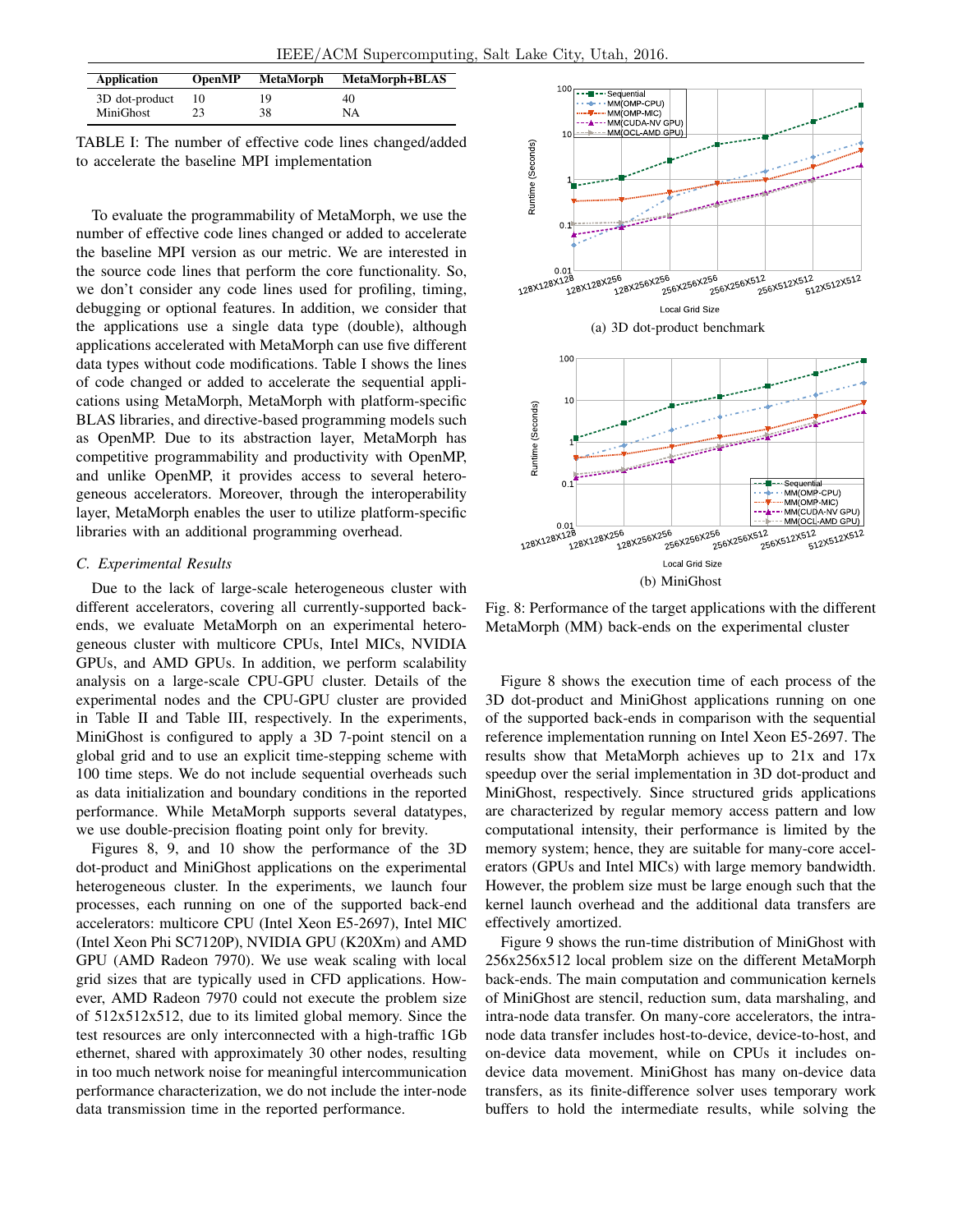| Application | OpenMP | MetaMorph | MetaMorph+BLAS |
|---|---|---|---|
| 3D dot-product | 10 | 19 | 40 |
| MiniGhost | 23 | 38 | NA |

TABLE I: The number of effective code lines changed/added to accelerate the baseline MPI implementation

To evaluate the programmability of MetaMorph, we use the number of effective code lines changed or added to accelerate the baseline MPI version as our metric. We are interested in the source code lines that perform the core functionality. So, we don't consider any code lines used for profiling, timing, debugging or optional features. In addition, we consider that the applications use a single data type (double), although applications accelerated with MetaMorph can use five different data types without code modifications. Table I shows the lines of code changed or added to accelerate the sequential applications using MetaMorph, MetaMorph with platform-specific BLAS libraries, and directive-based programming models such as OpenMP. Due to its abstraction layer, MetaMorph has competitive programmability and productivity with OpenMP, and unlike OpenMP, it provides access to several heterogeneous accelerators. Moreover, through the interoperability layer, MetaMorph enables the user to utilize platform-specific libraries with an additional programming overhead.

### C. Experimental Results

Due to the lack of large-scale heterogeneous cluster with different accelerators, covering all currently-supported backends, we evaluate MetaMorph on an experimental heterogeneous cluster with multicore CPUs, Intel MICs, NVIDIA GPUs, and AMD GPUs. In addition, we perform scalability analysis on a large-scale CPU-GPU cluster. Details of the experimental nodes and the CPU-GPU cluster are provided in Table II and Table III, respectively. In the experiments, MiniGhost is configured to apply a 3D 7-point stencil on a global grid and to use an explicit time-stepping scheme with 100 time steps. We do not include sequential overheads such as data initialization and boundary conditions in the reported performance. While MetaMorph supports several datatypes, we use double-precision floating point only for brevity.

Figures 8, 9, and 10 show the performance of the 3D dot-product and MiniGhost applications on the experimental heterogeneous cluster. In the experiments, we launch four processes, each running on one of the supported back-end accelerators: multicore CPU (Intel Xeon E5-2697), Intel MIC (Intel Xeon Phi SC7120P), NVIDIA GPU (K20Xm) and AMD GPU (AMD Radeon 7970). We use weak scaling with local grid sizes that are typically used in CFD applications. However, AMD Radeon 7970 could not execute the problem size of 512x512x512, due to its limited global memory. Since the test resources are only interconnected with a high-traffic 1Gb ethernet, shared with approximately 30 other nodes, resulting in too much network noise for meaningful intercommunication performance characterization, we do not include the inter-node data transmission time in the reported performance.

(a) 3D dot-product benchmark

(b) MiniGhost

Fig. 8: Performance of the target applications with the different MetaMorph (MM) back-ends on the experimental cluster

Figure 8 shows the execution time of each process of the 3D dot-product and MiniGhost applications running on one of the supported back-ends in comparison with the sequential reference implementation running on Intel Xeon E5-2697. The results show that MetaMorph achieves up to 21x and 17x speedup over the serial implementation in 3D dot-product and MiniGhost, respectively. Since structured grids applications are characterized by regular memory access pattern and low computational intensity, their performance is limited by the memory system; hence, they are suitable for many-core accelerators (GPUs and Intel MICs) with large memory bandwidth. However, the problem size must be large enough such that the kernel launch overhead and the additional data transfers are effectively amortized.

Figure 9 shows the run-time distribution of MiniGhost with 256x256x512 local problem size on the different MetaMorph back-ends. The main computation and communication kernels of MiniGhost are stencil, reduction sum, data marshaling, and intra-node data transfer. On many-core accelerators, the intra-node data transfer includes host-to-device, device-to-host, and on-device data movement, while on CPUs it includes on-device data movement. MiniGhost has many on-device data transfers, as its finite-difference solver uses temporary work buffers to hold the intermediate results, while solving the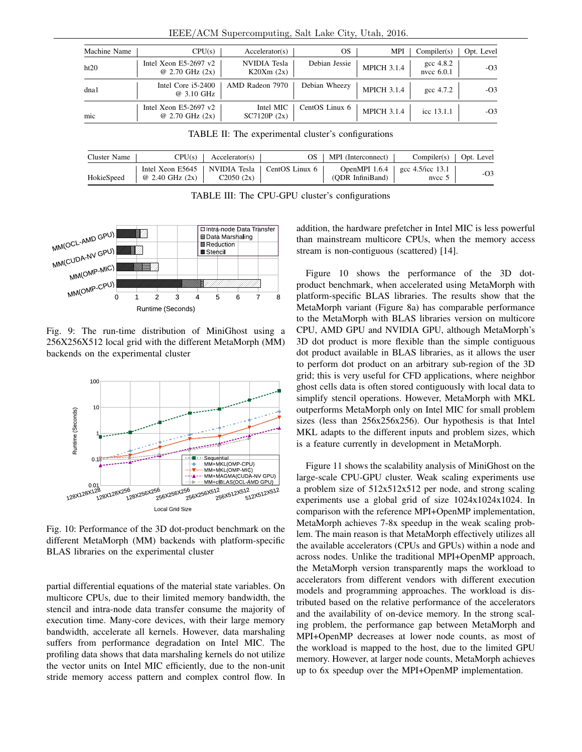| Machine Name | CPU(s) | Accelerator(s) | OS | MPI | Compiler(s) | Opt. Level |
|---|---|---|---|---|---|---|
| ht20 | Intel Xeon E5-2697 v2 @ 2.70 GHz (2x) | NVIDIA Tesla K20Xm (2x) | Debian Jessie | MPICH 3.1.4 | gcc 4.8.2 nvcc 6.0.1 | -O3 |
| dna1 | Intel Core i5-2400 @ 3.10 GHz | AMD Radeon 7970 | Debian Wheezy | MPICH 3.1.4 | gcc 4.7.2 | -O3 |
| mic | Intel Xeon E5-2697 v2 @ 2.70 GHz (2x) | Intel MIC SC7120P (2x) | CentOS Linux 6 | MPICH 3.1.4 | icc 13.1.1 | -O3 |

TABLE II: The experimental cluster's configurations

| Cluster Name | CPU(s) | Accelerator(s) | OS | MPI (Interconnect) | Compiler(s) | Opt. Level |
|---|---|---|---|---|---|---|
| HokieSpeed | Intel Xeon E5645 @ 2.40 GHz (2x) | NVIDIA Tesla C2050 (2x) | CentOS Linux 6 | OpenMPI 1.6.4 (QDR InfiniBand) | gcc 4.5/icc 13.1 nvcc 5 | -O3 |

TABLE III: The CPU-GPU cluster's configurations

Fig. 9: The run-time distribution of MiniGhost using a 256X256X512 local grid with the different MetaMorph (MM) backends on the experimental cluster

Fig. 10: Performance of the 3D dot-product benchmark on the different MetaMorph (MM) backends with platform-specific BLAS libraries on the experimental cluster

partial differential equations of the material state variables. On multicore CPUs, due to their limited memory bandwidth, the stencil and intra-node data transfer consume the majority of execution time. Many-core devices, with their large memory bandwidth, accelerate all kernels. However, data marshaling suffers from performance degradation on Intel MIC. The profiling data shows that data marshaling kernels do not utilize the vector units on Intel MIC efficiently, due to the non-unit stride memory access pattern and complex control flow. In addition, the hardware prefetcher in Intel MIC is less powerful than mainstream multicore CPUs, when the memory access stream is non-contiguous (scattered) [14].

Figure 10 shows the performance of the 3D dot-product benchmark, when accelerated using MetaMorph with platform-specific BLAS libraries. The results show that the MetaMorph variant (Figure 8a) has comparable performance to the MetaMorph with BLAS libraries version on multicore CPU, AMD GPU and NVIDIA GPU, although MetaMorph's 3D dot product is more flexible than the simple contiguous dot product available in BLAS libraries, as it allows the user to perform dot product on an arbitrary sub-region of the 3D grid; this is very useful for CFD applications, where neighbor ghost cells data is often stored contiguously with local data to simplify stencil operations. However, MetaMorph with MKL outperforms MetaMorph only on Intel MIC for small problem sizes (less than 256x256x256). Our hypothesis is that Intel MKL adapts to the different inputs and problem sizes, which is a feature currently in development in MetaMorph.

Figure 11 shows the scalability analysis of MiniGhost on the large-scale CPU-GPU cluster. Weak scaling experiments use a problem size of 512x512x512 per node, and strong scaling experiments use a global grid of size 1024x1024x1024. In comparison with the reference MPI+OpenMP implementation, MetaMorph achieves 7-8x speedup in the weak scaling problem. The main reason is that MetaMorph effectively utilizes all the available accelerators (CPUs and GPUs) within a node and across nodes. Unlike the traditional MPI+OpenMP approach, the MetaMorph version transparently maps the workload to accelerators from different vendors with different execution models and programming approaches. The workload is distributed based on the relative performance of the accelerators and the availability of on-device memory. In the strong scaling problem, the performance gap between MetaMorph and MPI+OpenMP decreases at lower node counts, as most of the workload is mapped to the host, due to the limited GPU memory. However, at larger node counts, MetaMorph achieves up to 6x speedup over the MPI+OpenMP implementation.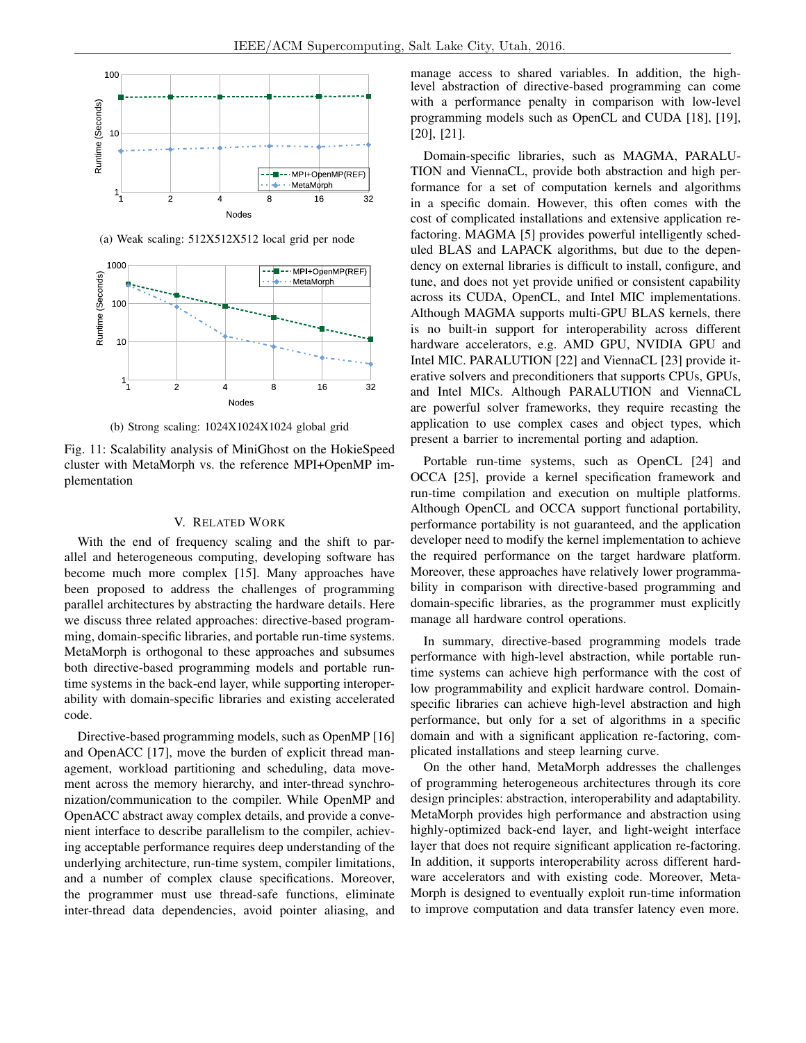(a) Weak scaling: 512X512X512 local grid per node

(b) Strong scaling: 1024X1024X1024 global grid

Fig. 11: Scalability analysis of MiniGhost on the HokieSpeed cluster with MetaMorph vs. the reference MPI+OpenMP implementation

## V. Related Work

With the end of frequency scaling and the shift to parallel and heterogeneous computing, developing software has become much more complex [15]. Many approaches have been proposed to address the challenges of programming parallel architectures by abstracting the hardware details. Here we discuss three related approaches: directive-based programming, domain-specific libraries, and portable run-time systems. MetaMorph is orthogonal to these approaches and subsumes both directive-based programming models and portable run-time systems in the back-end layer, while supporting interoperability with domain-specific libraries and existing accelerated code.

Directive-based programming models, such as OpenMP [16] and OpenACC [17], move the burden of explicit thread management, workload partitioning and scheduling, data movement across the memory hierarchy, and inter-thread synchronization/communication to the compiler. While OpenMP and OpenACC abstract away complex details, and provide a convenient interface to describe parallelism to the compiler, achieving acceptable performance requires deep understanding of the underlying architecture, run-time system, compiler limitations, and a number of complex clause specifications. Moreover, the programmer must use thread-safe functions, eliminate inter-thread data dependencies, avoid pointer aliasing, and manage access to shared variables. In addition, the high-level abstraction of directive-based programming can come with a performance penalty in comparison with low-level programming models such as OpenCL and CUDA [18], [19], [20], [21].

Domain-specific libraries, such as MAGMA, PARALUTION and ViennaCL, provide both abstraction and high performance for a set of computation kernels and algorithms in a specific domain. However, this often comes with the cost of complicated installations and extensive application re-factoring. MAGMA [5] provides powerful intelligently scheduled BLAS and LAPACK algorithms, but due to the dependency on external libraries is difficult to install, configure, and tune, and does not yet provide unified or consistent capability across its CUDA, OpenCL, and Intel MIC implementations. Although MAGMA supports multi-GPU BLAS kernels, there is no built-in support for interoperability across different hardware accelerators, e.g. AMD GPU, NVIDIA GPU and Intel MIC. PARALUTION [22] and ViennaCL [23] provide iterative solvers and preconditioners that supports CPUs, GPUs, and Intel MICs. Although PARALUTION and ViennaCL are powerful solver frameworks, they require recasting the application to use complex cases and object types, which present a barrier to incremental porting and adaption.

Portable run-time systems, such as OpenCL [24] and OCCA [25], provide a kernel specification framework and run-time compilation and execution on multiple platforms. Although OpenCL and OCCA support functional portability, performance portability is not guaranteed, and the application developer need to modify the kernel implementation to achieve the required performance on the target hardware platform. Moreover, these approaches have relatively lower programmability in comparison with directive-based programming and domain-specific libraries, as the programmer must explicitly manage all hardware control operations.

In summary, directive-based programming models trade performance with high-level abstraction, while portable run-time systems can achieve high performance with the cost of low programmability and explicit hardware control. Domain-specific libraries can achieve high-level abstraction and high performance, but only for a set of algorithms in a specific domain and with a significant application re-factoring, complicated installations and steep learning curve.

On the other hand, MetaMorph addresses the challenges of programming heterogeneous architectures through its core design principles: abstraction, interoperability and adaptability. MetaMorph provides high performance and abstraction using highly-optimized back-end layer, and light-weight interface layer that does not require significant application re-factoring. In addition, it supports interoperability across different hardware accelerators and with existing code. Moreover, MetaMorph is designed to eventually exploit run-time information to improve computation and data transfer latency even more.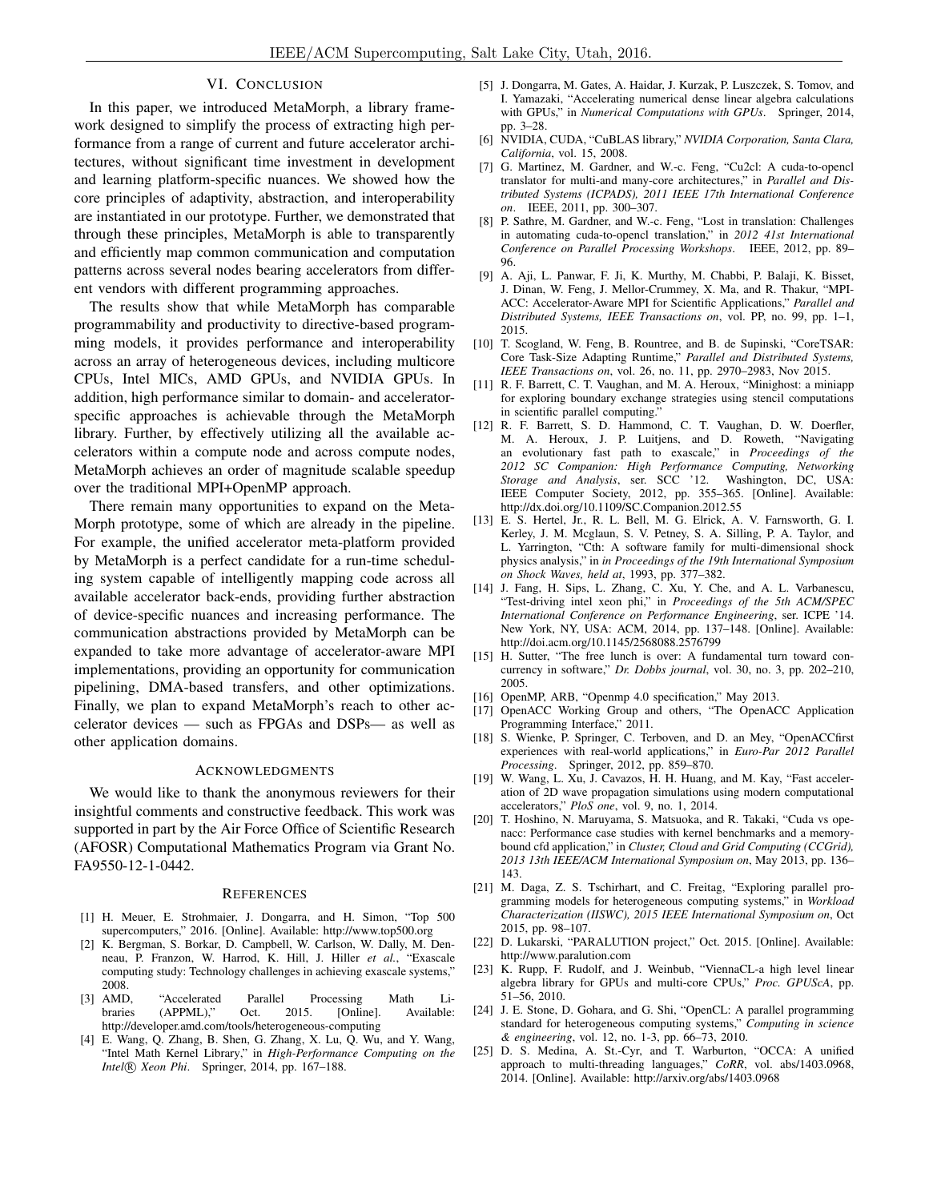## VI. Conclusion

In this paper, we introduced MetaMorph, a library framework designed to simplify the process of extracting high performance from a range of current and future accelerator architectures, without significant time investment in development and learning platform-specific nuances. We showed how the core principles of adaptivity, abstraction, and interoperability are instantiated in our prototype. Further, we demonstrated that through these principles, MetaMorph is able to transparently and efficiently map common communication and computation patterns across several nodes bearing accelerators from different vendors with different programming approaches.

The results show that while MetaMorph has comparable programmability and productivity to directive-based programming models, it provides performance and interoperability across an array of heterogeneous devices, including multicore CPUs, Intel MICs, AMD GPUs, and NVIDIA GPUs. In addition, high performance similar to domain- and accelerator-specific approaches is achievable through the MetaMorph library. Further, by effectively utilizing all the available accelerators within a compute node and across compute nodes, MetaMorph achieves an order of magnitude scalable speedup over the traditional MPI+OpenMP approach.

There remain many opportunities to expand on the MetaMorph prototype, some of which are already in the pipeline. For example, the unified accelerator meta-platform provided by MetaMorph is a perfect candidate for a run-time scheduling system capable of intelligently mapping code across all available accelerator back-ends, providing further abstraction of device-specific nuances and increasing performance. The communication abstractions provided by MetaMorph can be expanded to take more advantage of accelerator-aware MPI implementations, providing an opportunity for communication pipelining, DMA-based transfers, and other optimizations. Finally, we plan to expand MetaMorph's reach to other accelerator devices — such as FPGAs and DSPs— as well as other application domains.

## Acknowledgments

We would like to thank the anonymous reviewers for their insightful comments and constructive feedback. This work was supported in part by the Air Force Office of Scientific Research (AFOSR) Computational Mathematics Program via Grant No. FA9550-12-1-0442.

## References

[1] H. Meuer, E. Strohmaier, J. Dongarra, and H. Simon, "Top 500 supercomputers," 2016. [Online]. Available: http://www.top500.org

[2] K. Bergman, S. Borkar, D. Campbell, W. Carlson, W. Dally, M. Denneau, P. Franzon, W. Harrod, K. Hill, J. Hiller *et al.*, "Exascale computing study: Technology challenges in achieving exascale systems," 2008.

[3] AMD, "Accelerated Parallel Processing Math Libraries (APPML)," Oct. 2015. [Online]. Available: http://developer.amd.com/tools/heterogeneous-computing

[4] E. Wang, Q. Zhang, B. Shen, G. Zhang, X. Lu, Q. Wu, and Y. Wang, "Intel Math Kernel Library," in *High-Performance Computing on the Intel® Xeon Phi*. Springer, 2014, pp. 167–188.

[5] J. Dongarra, M. Gates, A. Haidar, J. Kurzak, P. Luszczek, S. Tomov, and I. Yamazaki, "Accelerating numerical dense linear algebra calculations with GPUs," in *Numerical Computations with GPUs*. Springer, 2014, pp. 3–28.

[6] NVIDIA, CUDA, "CuBLAS library," *NVIDIA Corporation, Santa Clara, California*, vol. 15, 2008.

[7] G. Martinez, M. Gardner, and W.-c. Feng, "Cu2cl: A cuda-to-opencl translator for multi-and many-core architectures," in *Parallel and Distributed Systems (ICPADS), 2011 IEEE 17th International Conference on*. IEEE, 2011, pp. 300–307.

[8] P. Sathre, M. Gardner, and W.-c. Feng, "Lost in translation: Challenges in automating cuda-to-opencl translation," in *2012 41st International Conference on Parallel Processing Workshops*. IEEE, 2012, pp. 89–96.

[9] A. Aji, L. Panwar, F. Ji, K. Murthy, M. Chabbi, P. Balaji, K. Bisset, J. Dinan, W. Feng, J. Mellor-Crummey, X. Ma, and R. Thakur, "MPI-ACC: Accelerator-Aware MPI for Scientific Applications," *Parallel and Distributed Systems, IEEE Transactions on*, vol. PP, no. 99, pp. 1–1, 2015.

[10] T. Scogland, W. Feng, B. Rountree, and B. de Supinski, "CoreTSAR: Core Task-Size Adapting Runtime," *Parallel and Distributed Systems, IEEE Transactions on*, vol. 26, no. 11, pp. 2970–2983, Nov 2015.

[11] R. F. Barrett, C. T. Vaughan, and M. A. Heroux, "Minighost: a miniapp for exploring boundary exchange strategies using stencil computations in scientific parallel computing."

[12] R. F. Barrett, S. D. Hammond, C. T. Vaughan, D. W. Doerfler, M. A. Heroux, J. P. Luitjens, and D. Roweth, "Navigating an evolutionary fast path to exascale," in *Proceedings of the 2012 SC Companion: High Performance Computing, Networking Storage and Analysis*, ser. SCC '12. Washington, DC, USA: IEEE Computer Society, 2012, pp. 355–365. [Online]. Available: http://dx.doi.org/10.1109/SC.Companion.2012.55

[13] E. S. Hertel, Jr., R. L. Bell, M. G. Elrick, A. V. Farnsworth, G. I. Kerley, J. M. Mcglaun, S. V. Petney, S. A. Silling, P. A. Taylor, and L. Yarrington, "Cth: A software family for multi-dimensional shock physics analysis," in *in Proceedings of the 19th International Symposium on Shock Waves, held at*, 1993, pp. 377–382.

[14] J. Fang, H. Sips, L. Zhang, C. Xu, Y. Che, and A. L. Varbanescu, "Test-driving intel xeon phi," in *Proceedings of the 5th ACM/SPEC International Conference on Performance Engineering*, ser. ICPE '14. New York, NY, USA: ACM, 2014, pp. 137–148. [Online]. Available: http://doi.acm.org/10.1145/2568088.2576799

[15] H. Sutter, "The free lunch is over: A fundamental turn toward concurrency in software," *Dr. Dobbs journal*, vol. 30, no. 3, pp. 202–210, 2005.

[16] OpenMP, ARB, "Openmp 4.0 specification," May 2013.

[17] OpenACC Working Group and others, "The OpenACC Application Programming Interface," 2011.

[18] S. Wienke, P. Springer, C. Terboven, and D. an Mey, "OpenACCfirst experiences with real-world applications," in *Euro-Par 2012 Parallel Processing*. Springer, 2012, pp. 859–870.

[19] W. Wang, L. Xu, J. Cavazos, H. H. Huang, and M. Kay, "Fast acceleration of 2D wave propagation simulations using modern computational accelerators," *PloS one*, vol. 9, no. 1, 2014.

[20] T. Hoshino, N. Maruyama, S. Matsuoka, and R. Takaki, "Cuda vs openacc: Performance case studies with kernel benchmarks and a memory-bound cfd application," in *Cluster, Cloud and Grid Computing (CCGrid), 2013 13th IEEE/ACM International Symposium on*, May 2013, pp. 136–143.

[21] M. Daga, Z. S. Tschirhart, and C. Freitag, "Exploring parallel programming models for heterogeneous computing systems," in *Workload Characterization (IISWC), 2015 IEEE International Symposium on*, Oct 2015, pp. 98–107.

[22] D. Lukarski, "PARALUTION project," Oct. 2015. [Online]. Available: http://www.paralution.com

[23] K. Rupp, F. Rudolf, and J. Weinbub, "ViennaCL-a high level linear algebra library for GPUs and multi-core CPUs," *Proc. GPUScA*, pp. 51–56, 2010.

[24] J. E. Stone, D. Gohara, and G. Shi, "OpenCL: A parallel programming standard for heterogeneous computing systems," *Computing in science & engineering*, vol. 12, no. 1-3, pp. 66–73, 2010.

[25] D. S. Medina, A. St.-Cyr, and T. Warburton, "OCCA: A unified approach to multi-threading languages," *CoRR*, vol. abs/1403.0968, 2014. [Online]. Available: http://arxiv.org/abs/1403.0968